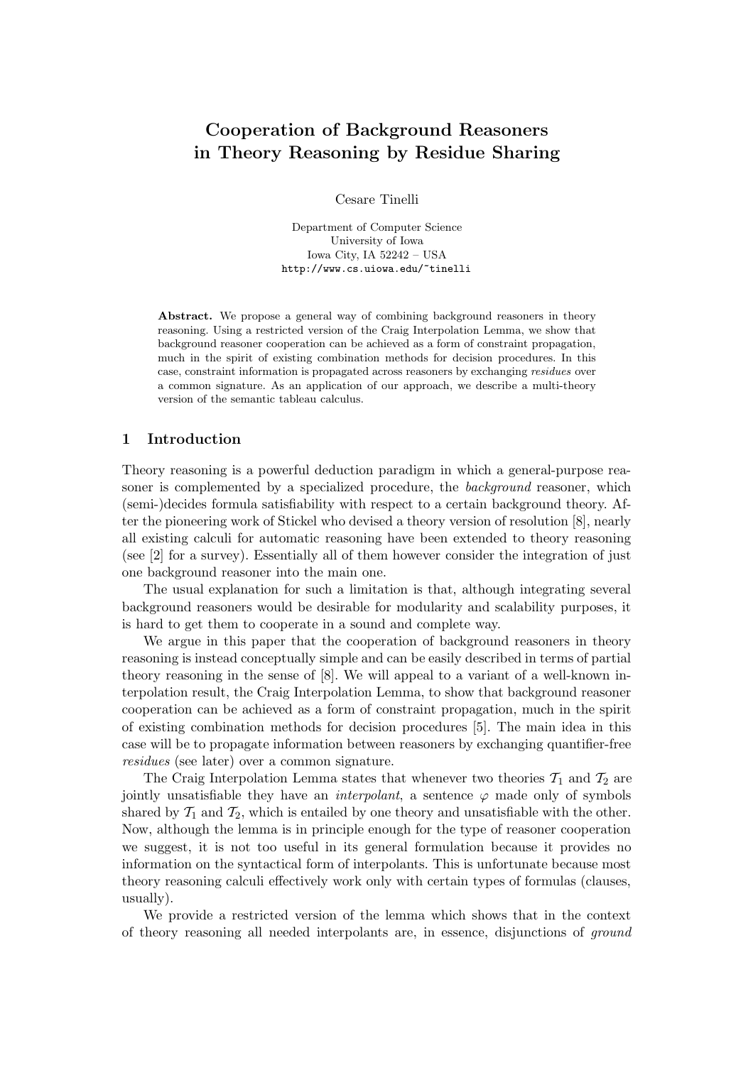# Cooperation of Background Reasoners in Theory Reasoning by Residue Sharing

Cesare Tinelli

Department of Computer Science
University of Iowa
Iowa City, IA 52242 – USA
http://www.cs.uiowa.edu/~tinelli

**Abstract.** We propose a general way of combining background reasoners in theory reasoning. Using a restricted version of the Craig Interpolation Lemma, we show that background reasoner cooperation can be achieved as a form of constraint propagation, much in the spirit of existing combination methods for decision procedures. In this case, constraint information is propagated across reasoners by exchanging *residues* over a common signature. As an application of our approach, we describe a multi-theory version of the semantic tableau calculus.

## 1 Introduction

Theory reasoning is a powerful deduction paradigm in which a general-purpose reasoner is complemented by a specialized procedure, the *background* reasoner, which (semi-)decides formula satisfiability with respect to a certain background theory. After the pioneering work of Stickel who devised a theory version of resolution [8], nearly all existing calculi for automatic reasoning have been extended to theory reasoning (see [2] for a survey). Essentially all of them however consider the integration of just one background reasoner into the main one.

The usual explanation for such a limitation is that, although integrating several background reasoners would be desirable for modularity and scalability purposes, it is hard to get them to cooperate in a sound and complete way.

We argue in this paper that the cooperation of background reasoners in theory reasoning is instead conceptually simple and can be easily described in terms of partial theory reasoning in the sense of [8]. We will appeal to a variant of a well-known interpolation result, the Craig Interpolation Lemma, to show that background reasoner cooperation can be achieved as a form of constraint propagation, much in the spirit of existing combination methods for decision procedures [5]. The main idea in this case will be to propagate information between reasoners by exchanging quantifier-free *residues* (see later) over a common signature.

The Craig Interpolation Lemma states that whenever two theories $\mathcal{T}_1$ and $\mathcal{T}_2$ are jointly unsatisfiable they have an *interpolant*, a sentence $\varphi$ made only of symbols shared by $\mathcal{T}_1$ and $\mathcal{T}_2$, which is entailed by one theory and unsatisfiable with the other. Now, although the lemma is in principle enough for the type of reasoner cooperation we suggest, it is not too useful in its general formulation because it provides no information on the syntactical form of interpolants. This is unfortunate because most theory reasoning calculi effectively work only with certain types of formulas (clauses, usually).

We provide a restricted version of the lemma which shows that in the context of theory reasoning all needed interpolants are, in essence, disjunctions of *ground*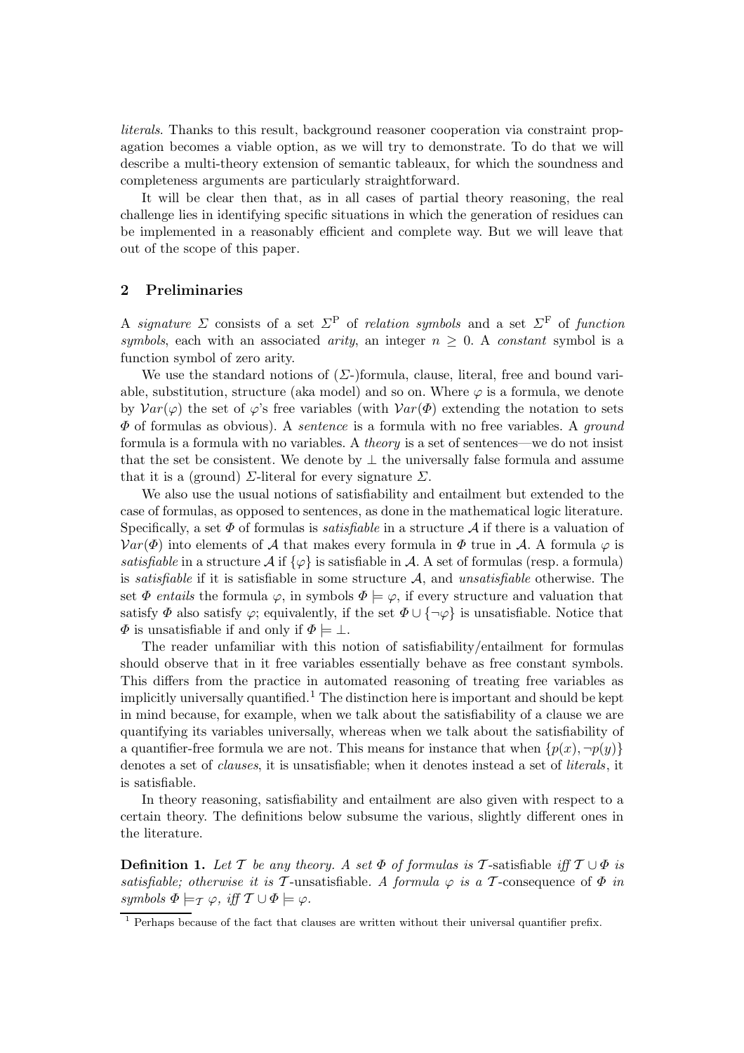*literals*. Thanks to this result, background reasoner cooperation via constraint propagation becomes a viable option, as we will try to demonstrate. To do that we will describe a multi-theory extension of semantic tableaux, for which the soundness and completeness arguments are particularly straightforward.

It will be clear then that, as in all cases of partial theory reasoning, the real challenge lies in identifying specific situations in which the generation of residues can be implemented in a reasonably efficient and complete way. But we will leave that out of the scope of this paper.

## 2 Preliminaries

A *signature* $\Sigma$ consists of a set $\Sigma^{\mathrm{P}}$ of *relation symbols* and a set $\Sigma^{\mathrm{F}}$ of *function symbols*, each with an associated *arity*, an integer $n \geq 0$. A *constant* symbol is a function symbol of zero arity.

We use the standard notions of ($\Sigma$-)formula, clause, literal, free and bound variable, substitution, structure (aka model) and so on. Where $\varphi$ is a formula, we denote by $\mathcal{V}ar(\varphi)$ the set of $\varphi$'s free variables (with $\mathcal{V}ar(\Phi)$ extending the notation to sets $\Phi$ of formulas as obvious). A *sentence* is a formula with no free variables. A *ground* formula is a formula with no variables. A *theory* is a set of sentences—we do not insist that the set be consistent. We denote by $\perp$ the universally false formula and assume that it is a (ground) $\Sigma$-literal for every signature $\Sigma$.

We also use the usual notions of satisfiability and entailment but extended to the case of formulas, as opposed to sentences, as done in the mathematical logic literature. Specifically, a set $\Phi$ of formulas is *satisfiable* in a structure $\mathcal{A}$ if there is a valuation of $\mathcal{V}ar(\Phi)$ into elements of $\mathcal{A}$ that makes every formula in $\Phi$ true in $\mathcal{A}$. A formula $\varphi$ is *satisfiable* in a structure $\mathcal{A}$ if $\{\varphi\}$ is satisfiable in $\mathcal{A}$. A set of formulas (resp. a formula) is *satisfiable* if it is satisfiable in some structure $\mathcal{A}$, and *unsatisfiable* otherwise. The set $\Phi$ *entails* the formula $\varphi$, in symbols $\Phi \models \varphi$, if every structure and valuation that satisfy $\Phi$ also satisfy $\varphi$; equivalently, if the set $\Phi \cup \{\neg\varphi\}$ is unsatisfiable. Notice that $\Phi$ is unsatisfiable if and only if $\Phi \models \perp$.

The reader unfamiliar with this notion of satisfiability/entailment for formulas should observe that in it free variables essentially behave as free constant symbols. This differs from the practice in automated reasoning of treating free variables as implicitly universally quantified.[1] The distinction here is important and should be kept in mind because, for example, when we talk about the satisfiability of a clause we are quantifying its variables universally, whereas when we talk about the satisfiability of a quantifier-free formula we are not. This means for instance that when $\{p(x), \neg p(y)\}$ denotes a set of *clauses*, it is unsatisfiable; when it denotes instead a set of *literals*, it is satisfiable.

In theory reasoning, satisfiability and entailment are also given with respect to a certain theory. The definitions below subsume the various, slightly different ones in the literature.

**Definition 1.** *Let $\mathcal{T}$ be any theory. A set $\Phi$ of formulas is* $\mathcal{T}$-satisfiable *iff $\mathcal{T} \cup \Phi$ is satisfiable; otherwise it is* $\mathcal{T}$-unsatisfiable*. A formula $\varphi$ is a* $\mathcal{T}$-consequence *of $\Phi$ in symbols $\Phi \models_{\mathcal{T}} \varphi$, iff $\mathcal{T} \cup \Phi \models \varphi$.*

[1] Perhaps because of the fact that clauses are written without their universal quantifier prefix.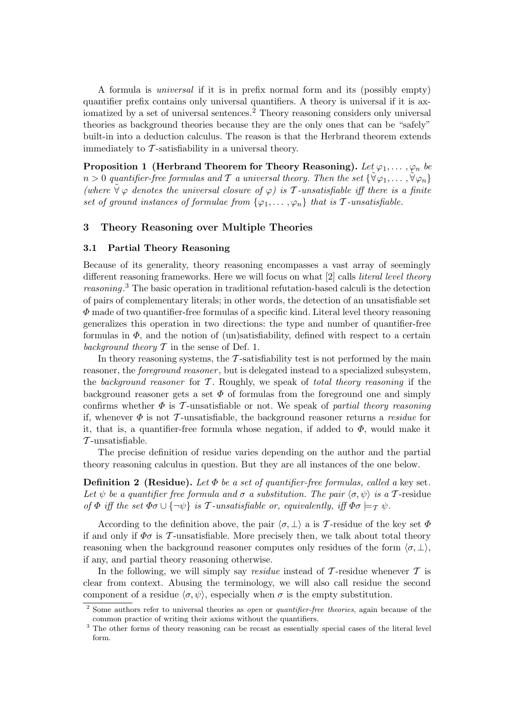A formula is *universal* if it is in prefix normal form and its (possibly empty) quantifier prefix contains only universal quantifiers. A theory is universal if it is axiomatized by a set of universal sentences.[2] Theory reasoning considers only universal theories as background theories because they are the only ones that can be "safely" built-in into a deduction calculus. The reason is that the Herbrand theorem extends immediately to $\mathcal{T}$-satisfiability in a universal theory.

**Proposition 1 (Herbrand Theorem for Theory Reasoning).** *Let $\varphi_1, \ldots, \varphi_n$ be $n > 0$ quantifier-free formulas and $\mathcal{T}$ a universal theory. Then the set $\{\tilde{\forall}\varphi_1, \ldots, \tilde{\forall}\varphi_n\}$ (where $\tilde{\forall}\,\varphi$ denotes the universal closure of $\varphi$) is $\mathcal{T}$-unsatisfiable iff there is a finite set of ground instances of formulae from $\{\varphi_1, \ldots, \varphi_n\}$ that is $\mathcal{T}$-unsatisfiable.*

## 3 Theory Reasoning over Multiple Theories

### 3.1 Partial Theory Reasoning

Because of its generality, theory reasoning encompasses a vast array of seemingly different reasoning frameworks. Here we will focus on what [2] calls *literal level theory reasoning*.[3] The basic operation in traditional refutation-based calculi is the detection of pairs of complementary literals; in other words, the detection of an unsatisfiable set $\Phi$ made of two quantifier-free formulas of a specific kind. Literal level theory reasoning generalizes this operation in two directions: the type and number of quantifier-free formulas in $\Phi$, and the notion of (un)satisfiability, defined with respect to a certain *background theory* $\mathcal{T}$ in the sense of Def. 1.

In theory reasoning systems, the $\mathcal{T}$-satisfiability test is not performed by the main reasoner, the *foreground reasoner*, but is delegated instead to a specialized subsystem, the *background reasoner* for $\mathcal{T}$. Roughly, we speak of *total theory reasoning* if the background reasoner gets a set $\Phi$ of formulas from the foreground one and simply confirms whether $\Phi$ is $\mathcal{T}$-unsatisfiable or not. We speak of *partial theory reasoning* if, whenever $\Phi$ is not $\mathcal{T}$-unsatisfiable, the background reasoner returns a *residue* for it, that is, a quantifier-free formula whose negation, if added to $\Phi$, would make it $\mathcal{T}$-unsatisfiable.

The precise definition of residue varies depending on the author and the partial theory reasoning calculus in question. But they are all instances of the one below.

**Definition 2 (Residue).** *Let $\Phi$ be a set of quantifier-free formulas, called a* key set*. Let $\psi$ be a quantifier free formula and $\sigma$ a substitution. The pair $\langle\sigma, \psi\rangle$ is a $\mathcal{T}$-*residue *of $\Phi$ iff the set $\Phi\sigma \cup \{\neg\psi\}$ is $\mathcal{T}$-unsatisfiable or, equivalently, iff $\Phi\sigma \models_{\mathcal{T}} \psi$.*

According to the definition above, the pair $\langle\sigma, \bot\rangle$ a is $\mathcal{T}$-residue of the key set $\Phi$ if and only if $\Phi\sigma$ is $\mathcal{T}$-unsatisfiable. More precisely then, we talk about total theory reasoning when the background reasoner computes only residues of the form $\langle\sigma, \bot\rangle$, if any, and partial theory reasoning otherwise.

In the following, we will simply say *residue* instead of $\mathcal{T}$-residue whenever $\mathcal{T}$ is clear from context. Abusing the terminology, we will also call residue the second component of a residue $\langle\sigma, \psi\rangle$, especially when $\sigma$ is the empty substitution.

---

[2] Some authors refer to universal theories as *open* or *quantifier-free theories*, again because of the common practice of writing their axioms without the quantifiers.

[3] The other forms of theory reasoning can be recast as essentially special cases of the literal level form.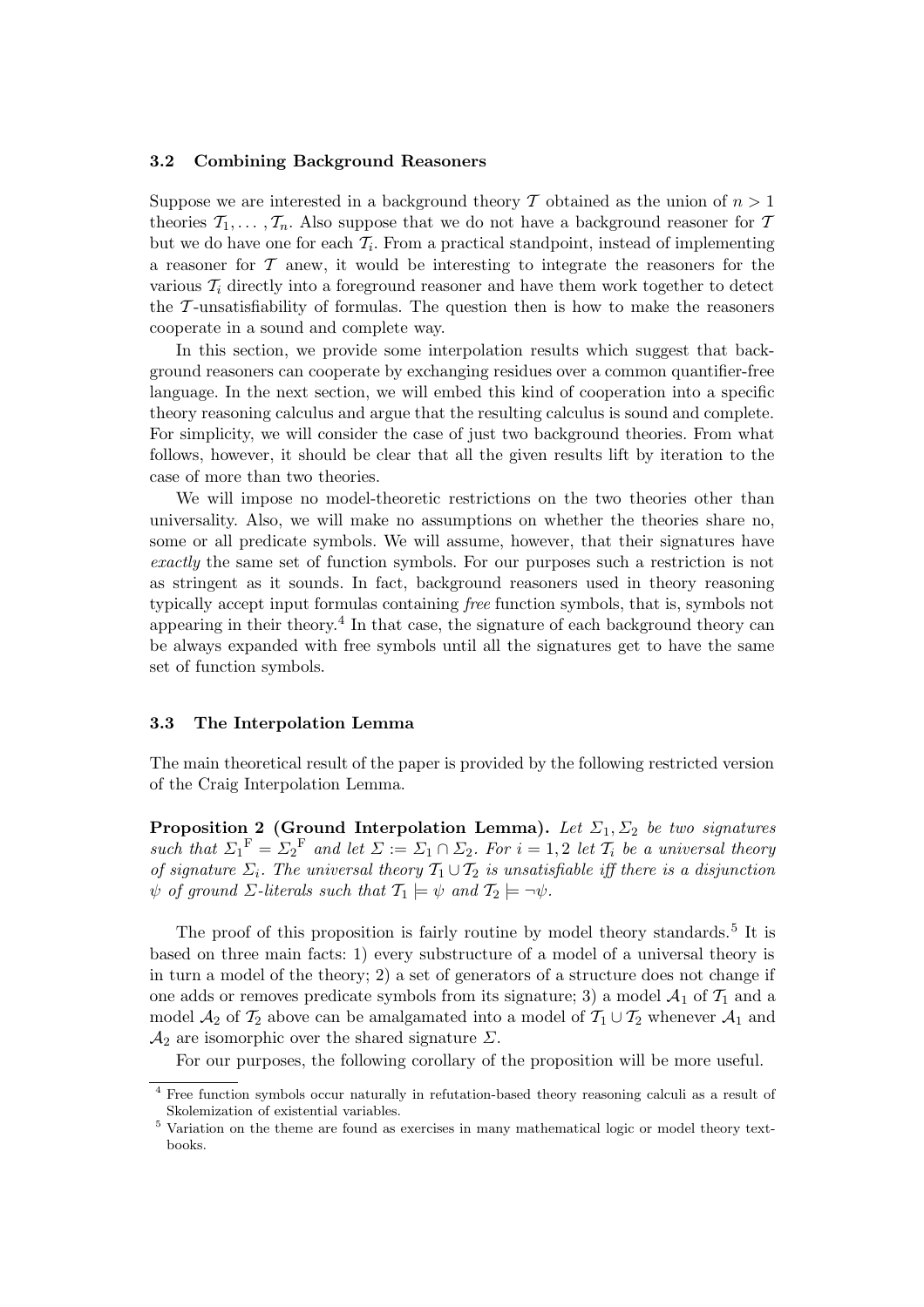### 3.2 Combining Background Reasoners

Suppose we are interested in a background theory $\mathcal{T}$ obtained as the union of $n > 1$ theories $\mathcal{T}_1, \ldots, \mathcal{T}_n$. Also suppose that we do not have a background reasoner for $\mathcal{T}$ but we do have one for each $\mathcal{T}_i$. From a practical standpoint, instead of implementing a reasoner for $\mathcal{T}$ anew, it would be interesting to integrate the reasoners for the various $\mathcal{T}_i$ directly into a foreground reasoner and have them work together to detect the $\mathcal{T}$-unsatisfiability of formulas. The question then is how to make the reasoners cooperate in a sound and complete way.

In this section, we provide some interpolation results which suggest that background reasoners can cooperate by exchanging residues over a common quantifier-free language. In the next section, we will embed this kind of cooperation into a specific theory reasoning calculus and argue that the resulting calculus is sound and complete. For simplicity, we will consider the case of just two background theories. From what follows, however, it should be clear that all the given results lift by iteration to the case of more than two theories.

We will impose no model-theoretic restrictions on the two theories other than universality. Also, we will make no assumptions on whether the theories share no, some or all predicate symbols. We will assume, however, that their signatures have *exactly* the same set of function symbols. For our purposes such a restriction is not as stringent as it sounds. In fact, background reasoners used in theory reasoning typically accept input formulas containing *free* function symbols, that is, symbols not appearing in their theory.[4] In that case, the signature of each background theory can be always expanded with free symbols until all the signatures get to have the same set of function symbols.

### 3.3 The Interpolation Lemma

The main theoretical result of the paper is provided by the following restricted version of the Craig Interpolation Lemma.

**Proposition 2 (Ground Interpolation Lemma).** *Let $\Sigma_1, \Sigma_2$ be two signatures such that ${\Sigma_1}^{\mathrm{F}} = {\Sigma_2}^{\mathrm{F}}$ and let $\Sigma := \Sigma_1 \cap \Sigma_2$. For $i = 1, 2$ let $\mathcal{T}_i$ be a universal theory of signature $\Sigma_i$. The universal theory $\mathcal{T}_1 \cup \mathcal{T}_2$ is unsatisfiable iff there is a disjunction $\psi$ of ground $\Sigma$-literals such that $\mathcal{T}_1 \models \psi$ and $\mathcal{T}_2 \models \neg\psi$.*

The proof of this proposition is fairly routine by model theory standards.[5] It is based on three main facts: 1) every substructure of a model of a universal theory is in turn a model of the theory; 2) a set of generators of a structure does not change if one adds or removes predicate symbols from its signature; 3) a model $\mathcal{A}_1$ of $\mathcal{T}_1$ and a model $\mathcal{A}_2$ of $\mathcal{T}_2$ above can be amalgamated into a model of $\mathcal{T}_1 \cup \mathcal{T}_2$ whenever $\mathcal{A}_1$ and $\mathcal{A}_2$ are isomorphic over the shared signature $\Sigma$.

For our purposes, the following corollary of the proposition will be more useful.

---

[4] Free function symbols occur naturally in refutation-based theory reasoning calculi as a result of Skolemization of existential variables.

[5] Variation on the theme are found as exercises in many mathematical logic or model theory textbooks.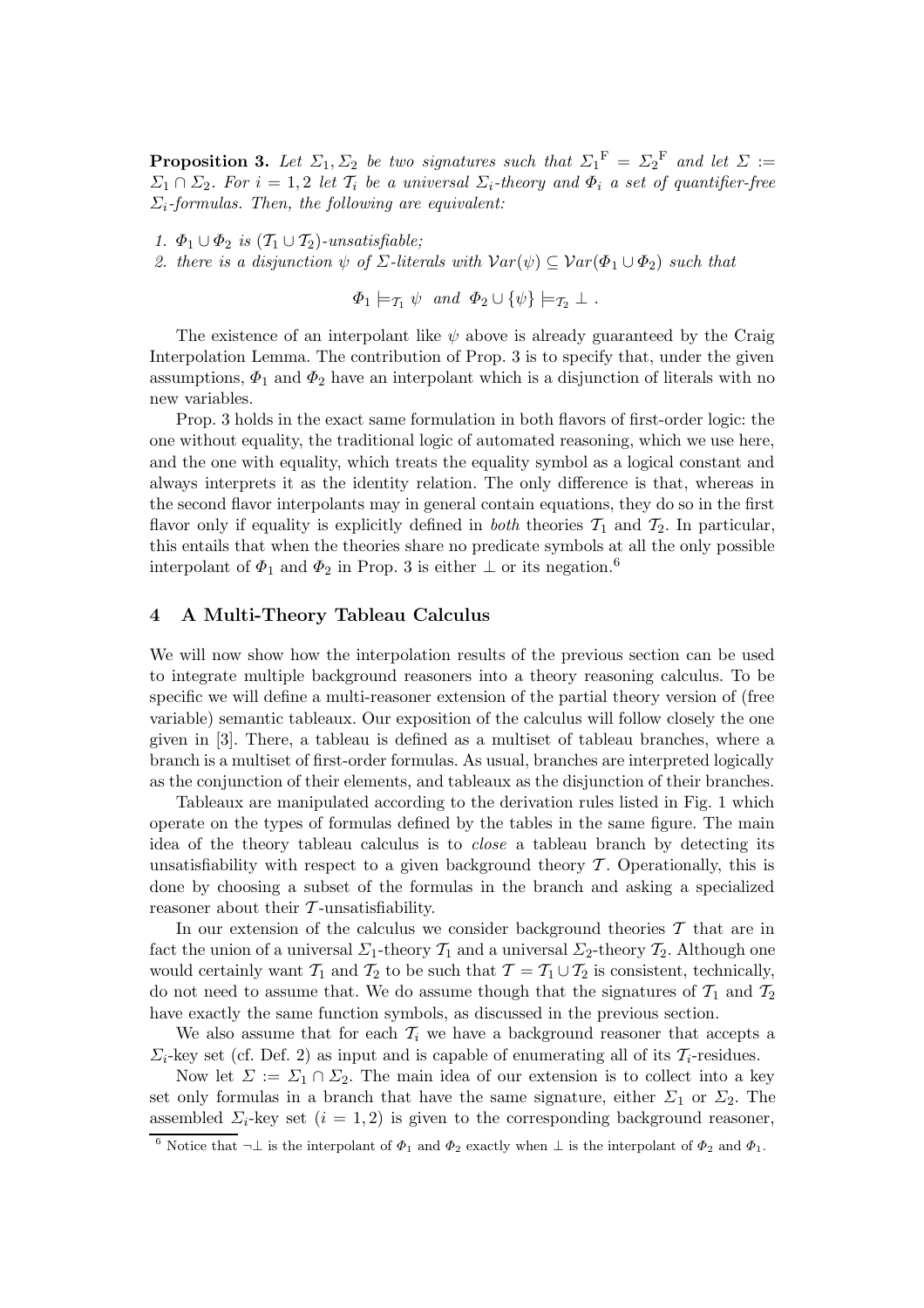**Proposition 3.** *Let $\Sigma_1, \Sigma_2$ be two signatures such that ${\Sigma_1}^{\mathrm{F}} = {\Sigma_2}^{\mathrm{F}}$ and let $\Sigma := \Sigma_1 \cap \Sigma_2$. For $i = 1, 2$ let $\mathcal{T}_i$ be a universal $\Sigma_i$-theory and $\Phi_i$ a set of quantifier-free $\Sigma_i$-formulas. Then, the following are equivalent:*

1. *$\Phi_1 \cup \Phi_2$ is $(\mathcal{T}_1 \cup \mathcal{T}_2)$-unsatisfiable;*
2. *there is a disjunction $\psi$ of $\Sigma$-literals with $\mathcal{V}ar(\psi) \subseteq \mathcal{V}ar(\Phi_1 \cup \Phi_2)$ such that*

$$\Phi_1 \models_{\mathcal{T}_1} \psi \quad and \quad \Phi_2 \cup \{\psi\} \models_{\mathcal{T}_2} \bot \ .$$

The existence of an interpolant like $\psi$ above is already guaranteed by the Craig Interpolation Lemma. The contribution of Prop. 3 is to specify that, under the given assumptions, $\Phi_1$ and $\Phi_2$ have an interpolant which is a disjunction of literals with no new variables.

Prop. 3 holds in the exact same formulation in both flavors of first-order logic: the one without equality, the traditional logic of automated reasoning, which we use here, and the one with equality, which treats the equality symbol as a logical constant and always interprets it as the identity relation. The only difference is that, whereas in the second flavor interpolants may in general contain equations, they do so in the first flavor only if equality is explicitly defined in *both* theories $\mathcal{T}_1$ and $\mathcal{T}_2$. In particular, this entails that when the theories share no predicate symbols at all the only possible interpolant of $\Phi_1$ and $\Phi_2$ in Prop. 3 is either $\bot$ or its negation.[6]

## 4 A Multi-Theory Tableau Calculus

We will now show how the interpolation results of the previous section can be used to integrate multiple background reasoners into a theory reasoning calculus. To be specific we will define a multi-reasoner extension of the partial theory version of (free variable) semantic tableaux. Our exposition of the calculus will follow closely the one given in [3]. There, a tableau is defined as a multiset of tableau branches, where a branch is a multiset of first-order formulas. As usual, branches are interpreted logically as the conjunction of their elements, and tableaux as the disjunction of their branches.

Tableaux are manipulated according to the derivation rules listed in Fig. 1 which operate on the types of formulas defined by the tables in the same figure. The main idea of the theory tableau calculus is to *close* a tableau branch by detecting its unsatisfiability with respect to a given background theory $\mathcal{T}$. Operationally, this is done by choosing a subset of the formulas in the branch and asking a specialized reasoner about their $\mathcal{T}$-unsatisfiability.

In our extension of the calculus we consider background theories $\mathcal{T}$ that are in fact the union of a universal $\Sigma_1$-theory $\mathcal{T}_1$ and a universal $\Sigma_2$-theory $\mathcal{T}_2$. Although one would certainly want $\mathcal{T}_1$ and $\mathcal{T}_2$ to be such that $\mathcal{T} = \mathcal{T}_1 \cup \mathcal{T}_2$ is consistent, technically, do not need to assume that. We do assume though that the signatures of $\mathcal{T}_1$ and $\mathcal{T}_2$ have exactly the same function symbols, as discussed in the previous section.

We also assume that for each $\mathcal{T}_i$ we have a background reasoner that accepts a $\Sigma_i$-key set (cf. Def. 2) as input and is capable of enumerating all of its $\mathcal{T}_i$-residues.

Now let $\Sigma := \Sigma_1 \cap \Sigma_2$. The main idea of our extension is to collect into a key set only formulas in a branch that have the same signature, either $\Sigma_1$ or $\Sigma_2$. The assembled $\Sigma_i$-key set ($i = 1, 2$) is given to the corresponding background reasoner,

[6] Notice that $\neg\bot$ is the interpolant of $\Phi_1$ and $\Phi_2$ exactly when $\bot$ is the interpolant of $\Phi_2$ and $\Phi_1$.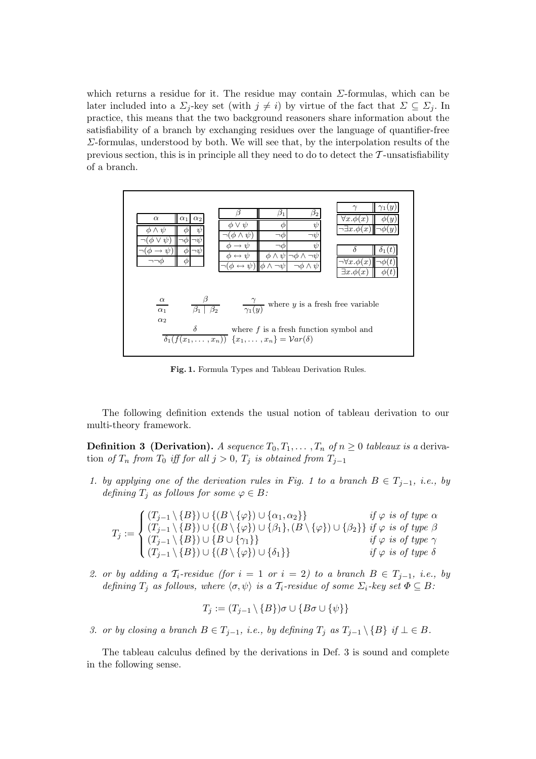which returns a residue for it. The residue may contain $\Sigma$-formulas, which can be later included into a $\Sigma_j$-key set (with $j \neq i$) by virtue of the fact that $\Sigma \subseteq \Sigma_j$. In practice, this means that the two background reasoners share information about the satisfiability of a branch by exchanging residues over the language of quantifier-free $\Sigma$-formulas, understood by both. We will see that, by the interpolation results of the previous section, this is in principle all they need to do to detect the $\mathcal{T}$-unsatisfiability of a branch.

| $\alpha$ | $\alpha_1$ | $\alpha_2$ |
|---|---|---|
| $\phi \wedge \psi$ | $\phi$ | $\psi$ |
| $\neg(\phi \vee \psi)$ | $\neg\phi$ | $\neg\psi$ |
| $\neg(\phi \rightarrow \psi)$ | $\phi$ | $\neg\psi$ |
| $\neg\neg\phi$ | $\phi$ | |

| $\beta$ | $\beta_1$ | $\beta_2$ |
|---|---|---|
| $\phi \vee \psi$ | $\phi$ | $\psi$ |
| $\neg(\phi \wedge \psi)$ | $\neg\phi$ | $\neg\psi$ |
| $\phi \rightarrow \psi$ | $\neg\phi$ | $\psi$ |
| $\phi \leftrightarrow \psi$ | $\phi \wedge \psi$ | $\neg\phi \wedge \neg\psi$ |
| $\neg(\phi \leftrightarrow \psi)$ | $\phi \wedge \neg\psi$ | $\neg\phi \wedge \psi$ |

| $\gamma$ | $\gamma_1(y)$ |
|---|---|
| $\forall x.\phi(x)$ | $\phi(y)$ |
| $\neg\exists x.\phi(x)$ | $\neg\phi(y)$ |

| $\delta$ | $\delta_1(t)$ |
|---|---|
| $\neg\forall x.\phi(x)$ | $\neg\phi(t)$ |
| $\exists x.\phi(x)$ | $\phi(t)$ |

$$\frac{\alpha}{\begin{array}{c}\alpha_1\\ \alpha_2\end{array}} \qquad \frac{\beta}{\beta_1 \mid \beta_2} \qquad \frac{\gamma}{\gamma_1(y)} \text{ where } y \text{ is a fresh free variable}$$

$$\frac{\delta}{\delta_1(f(x_1,\ldots,x_n))} \text{ where } f \text{ is a fresh function symbol and } \{x_1,\ldots,x_n\} = \mathcal{V}ar(\delta)$$

**Fig. 1.** Formula Types and Tableau Derivation Rules.

The following definition extends the usual notion of tableau derivation to our multi-theory framework.

**Definition 3 (Derivation).** *A sequence $T_0, T_1, \ldots, T_n$ of $n \geq 0$ tableaux is a* derivation *of $T_n$ from $T_0$ iff for all $j > 0$, $T_j$ is obtained from $T_{j-1}$*

1. *by applying one of the derivation rules in Fig. 1 to a branch $B \in T_{j-1}$, i.e., by defining $T_j$ as follows for some $\varphi \in B$:*

$$T_j := \begin{cases} (T_{j-1} \setminus \{B\}) \cup \{(B \setminus \{\varphi\}) \cup \{\alpha_1, \alpha_2\}\} & \text{if } \varphi \text{ is of type } \alpha \\ (T_{j-1} \setminus \{B\}) \cup \{(B \setminus \{\varphi\}) \cup \{\beta_1\}, (B \setminus \{\varphi\}) \cup \{\beta_2\}\} & \text{if } \varphi \text{ is of type } \beta \\ (T_{j-1} \setminus \{B\}) \cup \{B \cup \{\gamma_1\}\} & \text{if } \varphi \text{ is of type } \gamma \\ (T_{j-1} \setminus \{B\}) \cup \{(B \setminus \{\varphi\}) \cup \{\delta_1\}\} & \text{if } \varphi \text{ is of type } \delta \end{cases}$$

2. *or by adding a $\mathcal{T}_i$-residue (for $i = 1$ or $i = 2$) to a branch $B \in T_{j-1}$, i.e., by defining $T_j$ as follows, where $\langle \sigma, \psi \rangle$ is a $\mathcal{T}_i$-residue of some $\Sigma_i$-key set $\Phi \subseteq B$:*

$$T_j := (T_{j-1} \setminus \{B\})\sigma \cup \{B\sigma \cup \{\psi\}\}$$

3. *or by closing a branch $B \in T_{j-1}$, i.e., by defining $T_j$ as $T_{j-1} \setminus \{B\}$ if $\bot \in B$.*

The tableau calculus defined by the derivations in Def. 3 is sound and complete in the following sense.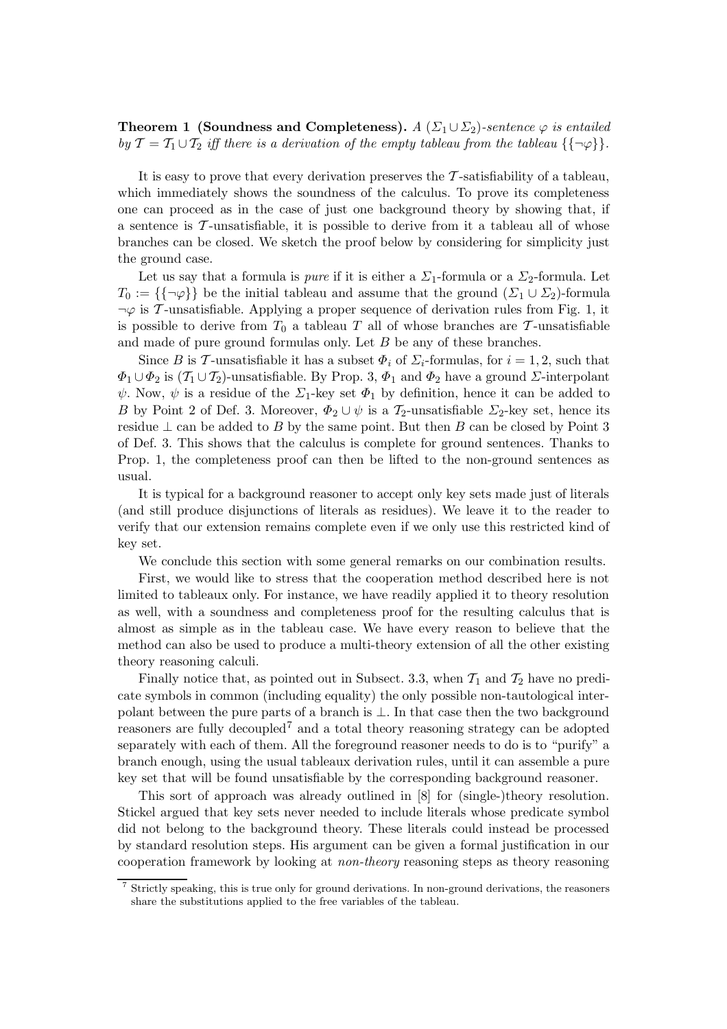**Theorem 1 (Soundness and Completeness).** *A $(\Sigma_1 \cup \Sigma_2)$-sentence $\varphi$ is entailed by $\mathcal{T} = \mathcal{T}_1 \cup \mathcal{T}_2$ iff there is a derivation of the empty tableau from the tableau $\{\{\neg\varphi\}\}$.*

It is easy to prove that every derivation preserves the $\mathcal{T}$-satisfiability of a tableau, which immediately shows the soundness of the calculus. To prove its completeness one can proceed as in the case of just one background theory by showing that, if a sentence is $\mathcal{T}$-unsatisfiable, it is possible to derive from it a tableau all of whose branches can be closed. We sketch the proof below by considering for simplicity just the ground case.

Let us say that a formula is *pure* if it is either a $\Sigma_1$-formula or a $\Sigma_2$-formula. Let $T_0 := \{\{\neg\varphi\}\}$ be the initial tableau and assume that the ground $(\Sigma_1 \cup \Sigma_2)$-formula $\neg\varphi$ is $\mathcal{T}$-unsatisfiable. Applying a proper sequence of derivation rules from Fig. 1, it is possible to derive from $T_0$ a tableau $T$ all of whose branches are $\mathcal{T}$-unsatisfiable and made of pure ground formulas only. Let $B$ be any of these branches.

Since $B$ is $\mathcal{T}$-unsatisfiable it has a subset $\Phi_i$ of $\Sigma_i$-formulas, for $i = 1, 2$, such that $\Phi_1 \cup \Phi_2$ is $(\mathcal{T}_1 \cup \mathcal{T}_2)$-unsatisfiable. By Prop. 3, $\Phi_1$ and $\Phi_2$ have a ground $\Sigma$-interpolant $\psi$. Now, $\psi$ is a residue of the $\Sigma_1$-key set $\Phi_1$ by definition, hence it can be added to $B$ by Point 2 of Def. 3. Moreover, $\Phi_2 \cup \psi$ is a $\mathcal{T}_2$-unsatisfiable $\Sigma_2$-key set, hence its residue $\bot$ can be added to $B$ by the same point. But then $B$ can be closed by Point 3 of Def. 3. This shows that the calculus is complete for ground sentences. Thanks to Prop. 1, the completeness proof can then be lifted to the non-ground sentences as usual.

It is typical for a background reasoner to accept only key sets made just of literals (and still produce disjunctions of literals as residues). We leave it to the reader to verify that our extension remains complete even if we only use this restricted kind of key set.

We conclude this section with some general remarks on our combination results.

First, we would like to stress that the cooperation method described here is not limited to tableaux only. For instance, we have readily applied it to theory resolution as well, with a soundness and completeness proof for the resulting calculus that is almost as simple as in the tableau case. We have every reason to believe that the method can also be used to produce a multi-theory extension of all the other existing theory reasoning calculi.

Finally notice that, as pointed out in Subsect. 3.3, when $\mathcal{T}_1$ and $\mathcal{T}_2$ have no predicate symbols in common (including equality) the only possible non-tautological interpolant between the pure parts of a branch is $\bot$. In that case then the two background reasoners are fully decoupled[7] and a total theory reasoning strategy can be adopted separately with each of them. All the foreground reasoner needs to do is to "purify" a branch enough, using the usual tableaux derivation rules, until it can assemble a pure key set that will be found unsatisfiable by the corresponding background reasoner.

This sort of approach was already outlined in [8] for (single-)theory resolution. Stickel argued that key sets never needed to include literals whose predicate symbol did not belong to the background theory. These literals could instead be processed by standard resolution steps. His argument can be given a formal justification in our cooperation framework by looking at *non-theory* reasoning steps as theory reasoning

[7] Strictly speaking, this is true only for ground derivations. In non-ground derivations, the reasoners share the substitutions applied to the free variables of the tableau.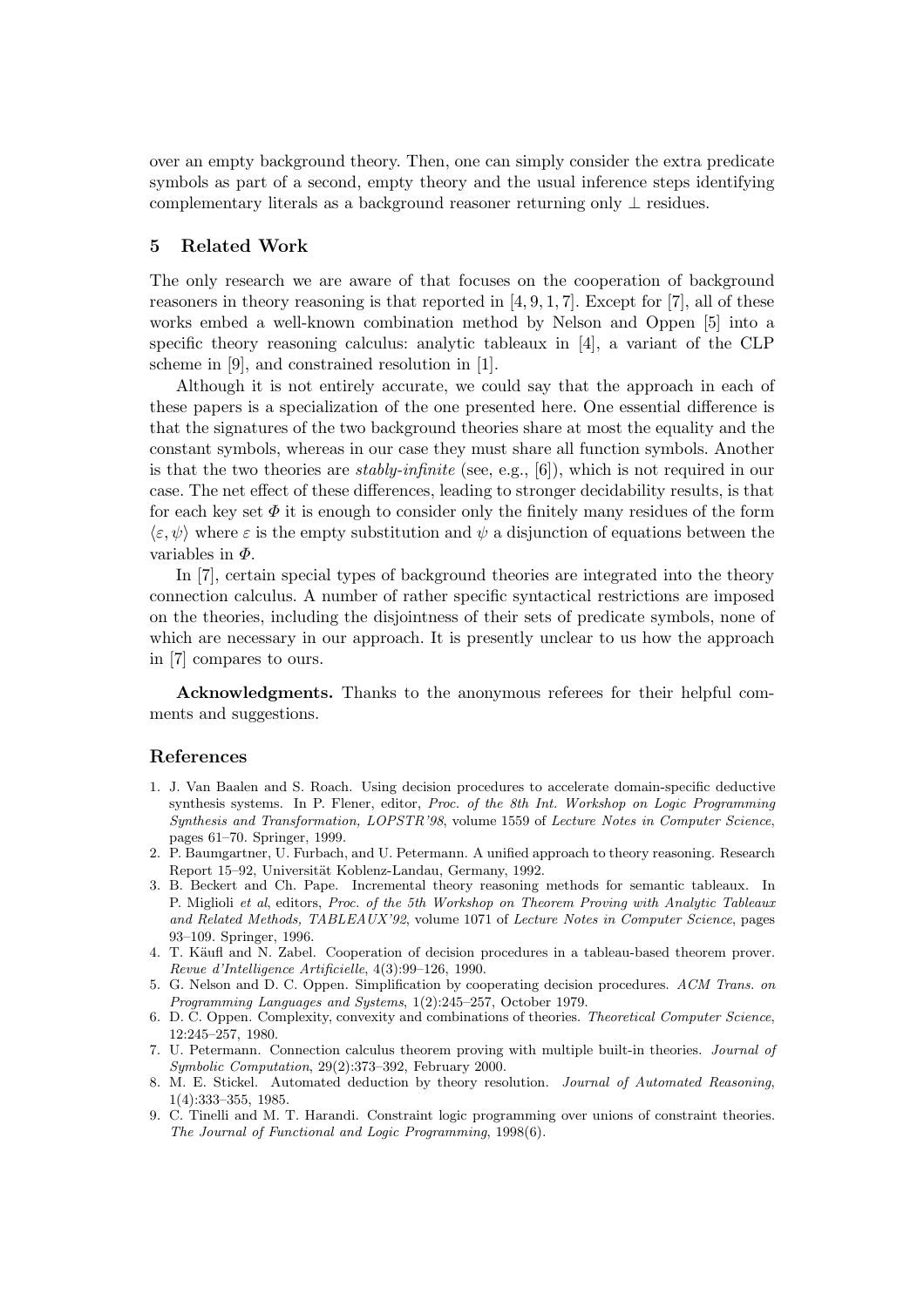over an empty background theory. Then, one can simply consider the extra predicate symbols as part of a second, empty theory and the usual inference steps identifying complementary literals as a background reasoner returning only $\bot$ residues.

## 5 Related Work

The only research we are aware of that focuses on the cooperation of background reasoners in theory reasoning is that reported in [4, 9, 1, 7]. Except for [7], all of these works embed a well-known combination method by Nelson and Oppen [5] into a specific theory reasoning calculus: analytic tableaux in [4], a variant of the CLP scheme in [9], and constrained resolution in [1].

Although it is not entirely accurate, we could say that the approach in each of these papers is a specialization of the one presented here. One essential difference is that the signatures of the two background theories share at most the equality and the constant symbols, whereas in our case they must share all function symbols. Another is that the two theories are *stably-infinite* (see, e.g., [6]), which is not required in our case. The net effect of these differences, leading to stronger decidability results, is that for each key set $\Phi$ it is enough to consider only the finitely many residues of the form $\langle \varepsilon, \psi \rangle$ where $\varepsilon$ is the empty substitution and $\psi$ a disjunction of equations between the variables in $\Phi$.

In [7], certain special types of background theories are integrated into the theory connection calculus. A number of rather specific syntactical restrictions are imposed on the theories, including the disjointness of their sets of predicate symbols, none of which are necessary in our approach. It is presently unclear to us how the approach in [7] compares to ours.

**Acknowledgments.** Thanks to the anonymous referees for their helpful comments and suggestions.

## References

1. J. Van Baalen and S. Roach. Using decision procedures to accelerate domain-specific deductive synthesis systems. In P. Flener, editor, *Proc. of the 8th Int. Workshop on Logic Programming Synthesis and Transformation, LOPSTR'98*, volume 1559 of *Lecture Notes in Computer Science*, pages 61–70. Springer, 1999.
2. P. Baumgartner, U. Furbach, and U. Petermann. A unified approach to theory reasoning. Research Report 15–92, Universität Koblenz-Landau, Germany, 1992.
3. B. Beckert and Ch. Pape. Incremental theory reasoning methods for semantic tableaux. In P. Miglioli *et al*, editors, *Proc. of the 5th Workshop on Theorem Proving with Analytic Tableaux and Related Methods, TABLEAUX'92*, volume 1071 of *Lecture Notes in Computer Science*, pages 93–109. Springer, 1996.
4. T. Käufl and N. Zabel. Cooperation of decision procedures in a tableau-based theorem prover. *Revue d'Intelligence Artificielle*, 4(3):99–126, 1990.
5. G. Nelson and D. C. Oppen. Simplification by cooperating decision procedures. *ACM Trans. on Programming Languages and Systems*, 1(2):245–257, October 1979.
6. D. C. Oppen. Complexity, convexity and combinations of theories. *Theoretical Computer Science*, 12:245–257, 1980.
7. U. Petermann. Connection calculus theorem proving with multiple built-in theories. *Journal of Symbolic Computation*, 29(2):373–392, February 2000.
8. M. E. Stickel. Automated deduction by theory resolution. *Journal of Automated Reasoning*, 1(4):333–355, 1985.
9. C. Tinelli and M. T. Harandi. Constraint logic programming over unions of constraint theories. *The Journal of Functional and Logic Programming*, 1998(6).